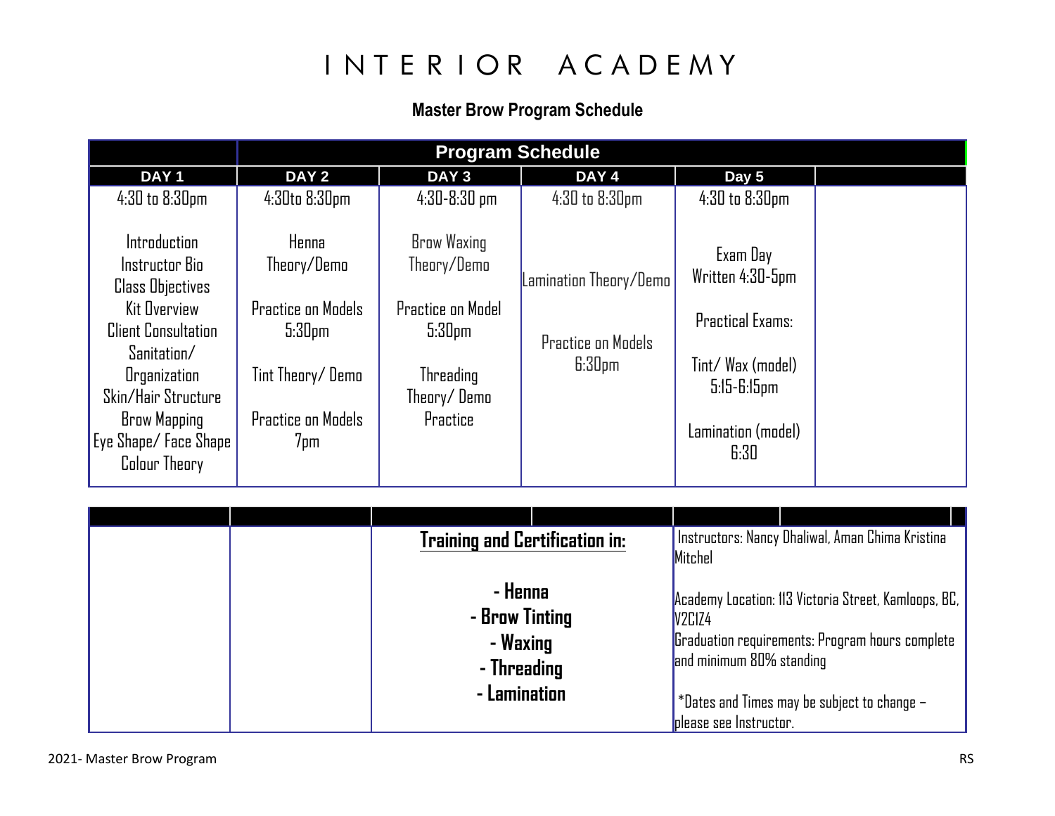# INTERIOR ACADEMY

## Master Brow Program Schedule

| | Program Schedule | | | | |
|---|---|---|---|---|---|
| **DAY 1** | **DAY 2** | **DAY 3** | **DAY 4** | **Day 5** | |
| 4:30 to 8:30pm<br><br>Introduction<br>Instructor Bio<br>Class Objectives<br>Kit Overview<br>Client Consultation<br>Sanitation/ Organization<br>Skin/Hair Structure<br>Brow Mapping<br>Eye Shape/ Face Shape<br>Colour Theory | 4:30to 8:30pm<br><br>Henna<br>Theory/Demo<br><br>Practice on Models<br>5:30pm<br><br>Tint Theory/ Demo<br><br>Practice on Models<br>7pm | 4:30-8:30 pm<br><br>Brow Waxing<br>Theory/Demo<br><br>Practice on Model<br>5:30pm<br><br>Threading<br>Theory/ Demo<br>Practice | 4:30 to 8:30pm<br><br>Lamination Theory/Demo<br><br>Practice on Models<br>6:30pm | 4:30 to 8:30pm<br><br>Exam Day<br>Written 4:30-5pm<br><br>Practical Exams:<br><br>Tint/ Wax (model)<br>5:15-6:15pm<br><br>Lamination (model)<br>6:30 | |

| | | | |
|---|---|---|---|
| | | **Training and Certification in:**<br><br>**- Henna**<br>**- Brow Tinting**<br>**- Waxing**<br>**- Threading**<br>**- Lamination** | Instructors: Nancy Dhaliwal, Aman Chima Kristina Mitchel<br><br>Academy Location: 113 Victoria Street, Kamloops, BC, V2C1Z4<br>Graduation requirements: Program hours complete and minimum 80% standing<br><br>*Dates and Times may be subject to change – please see Instructor. |

2021- Master Brow Program RS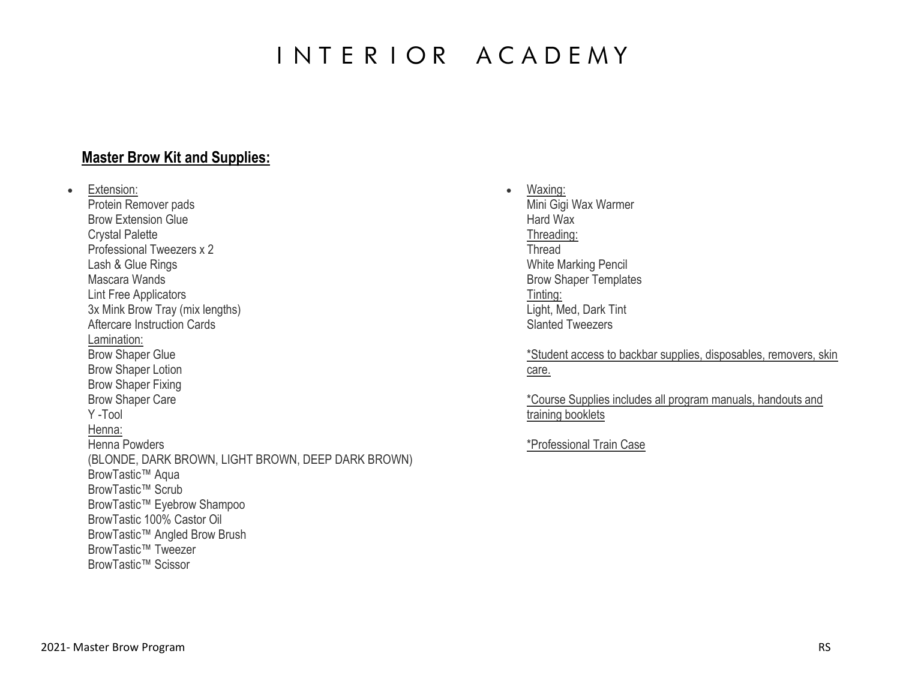# INTERIOR ACADEMY

**Master Brow Kit and Supplies:**

- Extension:
  Protein Remover pads
  Brow Extension Glue
  Crystal Palette
  Professional Tweezers x 2
  Lash & Glue Rings
  Mascara Wands
  Lint Free Applicators
  3x Mink Brow Tray (mix lengths)
  Aftercare Instruction Cards
  Lamination:
  Brow Shaper Glue
  Brow Shaper Lotion
  Brow Shaper Fixing
  Brow Shaper Care
  Y -Tool
  Henna:
  Henna Powders
  (BLONDE, DARK BROWN, LIGHT BROWN, DEEP DARK BROWN)
  BrowTastic™ Aqua
  BrowTastic™ Scrub
  BrowTastic™ Eyebrow Shampoo
  BrowTastic 100% Castor Oil
  BrowTastic™ Angled Brow Brush
  BrowTastic™ Tweezer
  BrowTastic™ Scissor

- Waxing:
  Mini Gigi Wax Warmer
  Hard Wax
  Threading:
  Thread
  White Marking Pencil
  Brow Shaper Templates
  Tinting:
  Light, Med, Dark Tint
  Slanted Tweezers

  *Student access to backbar supplies, disposables, removers, skin care.

  *Course Supplies includes all program manuals, handouts and training booklets

  *Professional Train Case